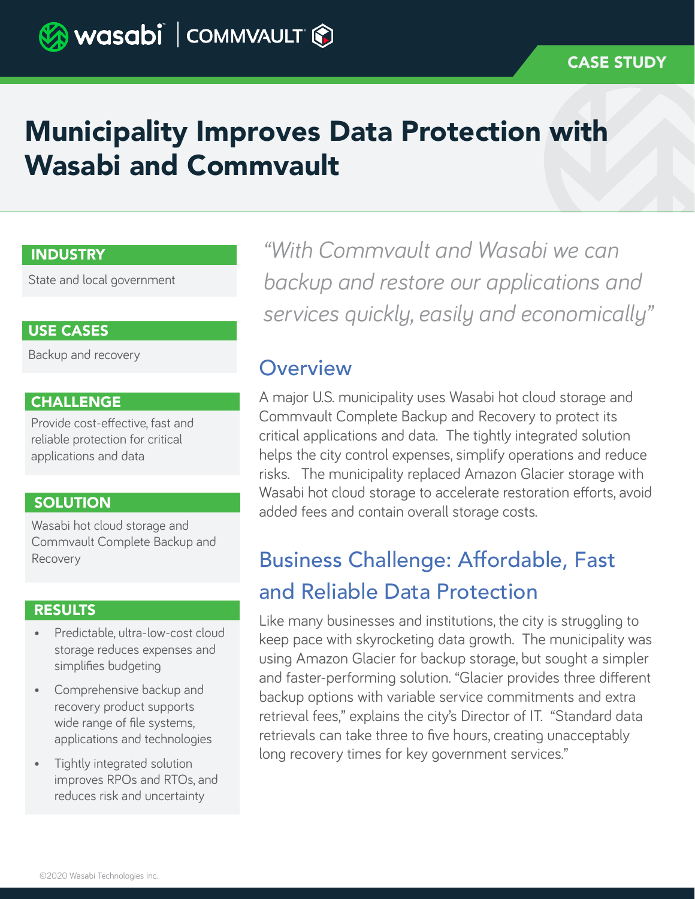wasabi | COMMVAULT

CASE STUDY

# Municipality Improves Data Protection with Wasabi and Commvault

**INDUSTRY**

State and local government

**USE CASES**

Backup and recovery

**CHALLENGE**

Provide cost-effective, fast and reliable protection for critical applications and data

**SOLUTION**

Wasabi hot cloud storage and Commvault Complete Backup and Recovery

**RESULTS**

- Predictable, ultra-low-cost cloud storage reduces expenses and simplifies budgeting
- Comprehensive backup and recovery product supports wide range of file systems, applications and technologies
- Tightly integrated solution improves RPOs and RTOs, and reduces risk and uncertainty

*"With Commvault and Wasabi we can backup and restore our applications and services quickly, easily and economically"*

## Overview

A major U.S. municipality uses Wasabi hot cloud storage and Commvault Complete Backup and Recovery to protect its critical applications and data. The tightly integrated solution helps the city control expenses, simplify operations and reduce risks. The municipality replaced Amazon Glacier storage with Wasabi hot cloud storage to accelerate restoration efforts, avoid added fees and contain overall storage costs.

## Business Challenge: Affordable, Fast and Reliable Data Protection

Like many businesses and institutions, the city is struggling to keep pace with skyrocketing data growth. The municipality was using Amazon Glacier for backup storage, but sought a simpler and faster-performing solution. "Glacier provides three different backup options with variable service commitments and extra retrieval fees," explains the city's Director of IT. "Standard data retrievals can take three to five hours, creating unacceptably long recovery times for key government services."

©2020 Wasabi Technologies Inc.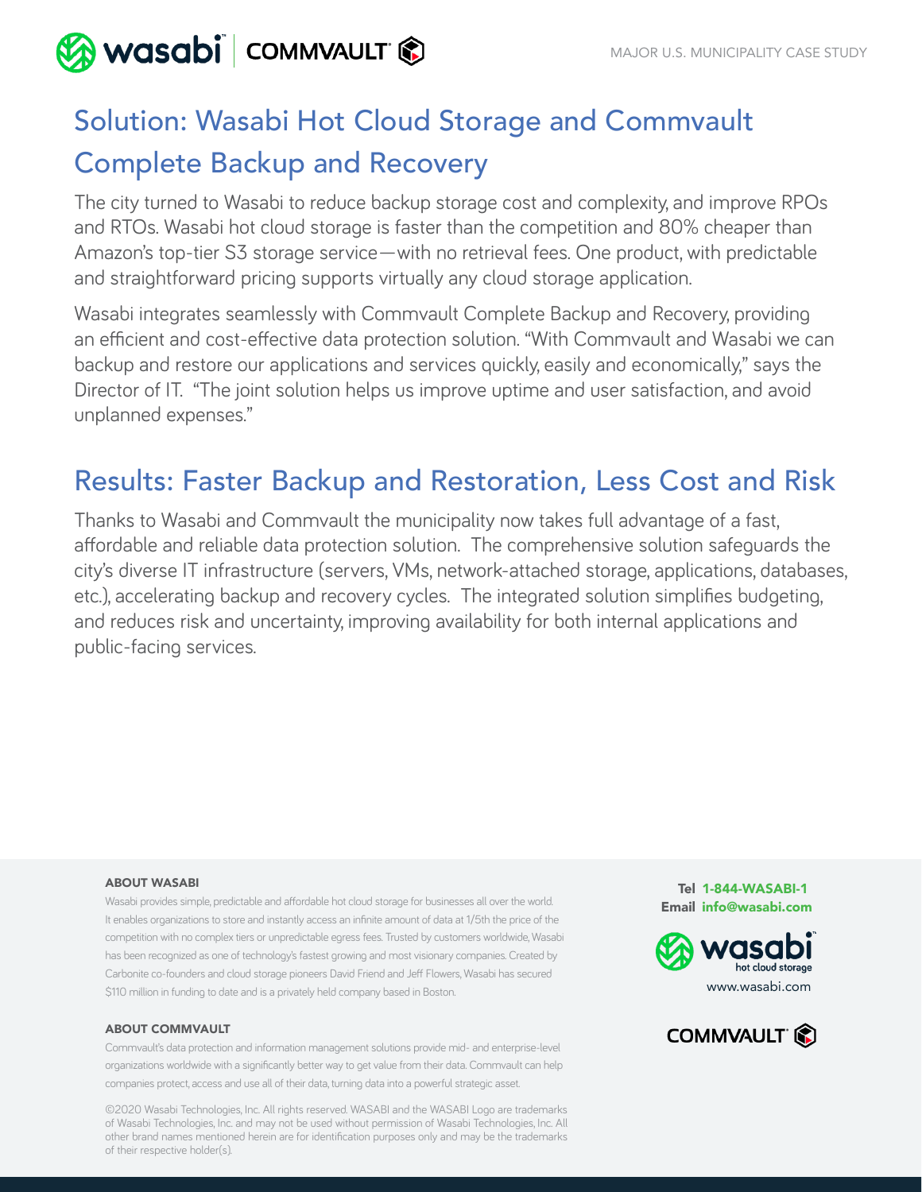## Solution: Wasabi Hot Cloud Storage and Commvault Complete Backup and Recovery

The city turned to Wasabi to reduce backup storage cost and complexity, and improve RPOs and RTOs. Wasabi hot cloud storage is faster than the competition and 80% cheaper than Amazon's top-tier S3 storage service—with no retrieval fees. One product, with predictable and straightforward pricing supports virtually any cloud storage application.

Wasabi integrates seamlessly with Commvault Complete Backup and Recovery, providing an efficient and cost-effective data protection solution. "With Commvault and Wasabi we can backup and restore our applications and services quickly, easily and economically," says the Director of IT. "The joint solution helps us improve uptime and user satisfaction, and avoid unplanned expenses."

## Results: Faster Backup and Restoration, Less Cost and Risk

Thanks to Wasabi and Commvault the municipality now takes full advantage of a fast, affordable and reliable data protection solution. The comprehensive solution safeguards the city's diverse IT infrastructure (servers, VMs, network-attached storage, applications, databases, etc.), accelerating backup and recovery cycles. The integrated solution simplifies budgeting, and reduces risk and uncertainty, improving availability for both internal applications and public-facing services.

**ABOUT WASABI**

Wasabi provides simple, predictable and affordable hot cloud storage for businesses all over the world. It enables organizations to store and instantly access an infinite amount of data at 1/5th the price of the competition with no complex tiers or unpredictable egress fees. Trusted by customers worldwide, Wasabi has been recognized as one of technology's fastest growing and most visionary companies. Created by Carbonite co-founders and cloud storage pioneers David Friend and Jeff Flowers, Wasabi has secured $110 million in funding to date and is a privately held company based in Boston.

**ABOUT COMMVAULT**

Commvault's data protection and information management solutions provide mid- and enterprise-level organizations worldwide with a significantly better way to get value from their data. Commvault can help companies protect, access and use all of their data, turning data into a powerful strategic asset.

©2020 Wasabi Technologies, Inc. All rights reserved. WASABI and the WASABI Logo are trademarks of Wasabi Technologies, Inc. and may not be used without permission of Wasabi Technologies, Inc. All other brand names mentioned herein are for identification purposes only and may be the trademarks of their respective holder(s).

**Tel** 1-844-WASABI-1
**Email** info@wasabi.com

wasabi hot cloud storage
www.wasabi.com

COMMVAULT